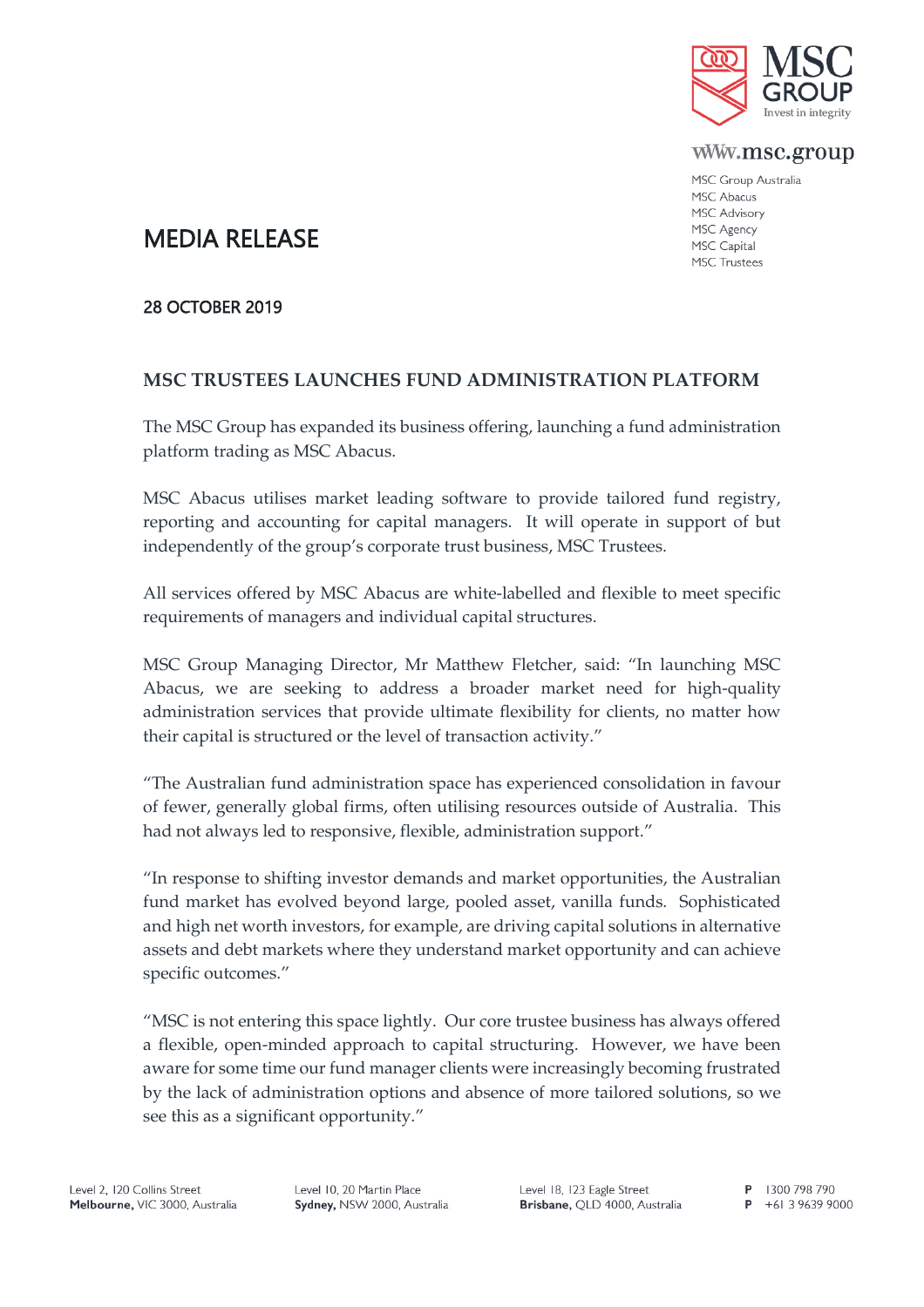MSC GROUP
Invest in integrity

www.msc.group

MSC Group Australia
MSC Abacus
MSC Advisory
MSC Agency
MSC Capital
MSC Trustees

# MEDIA RELEASE

**28 OCTOBER 2019**

## MSC TRUSTEES LAUNCHES FUND ADMINISTRATION PLATFORM

The MSC Group has expanded its business offering, launching a fund administration platform trading as MSC Abacus.

MSC Abacus utilises market leading software to provide tailored fund registry, reporting and accounting for capital managers. It will operate in support of but independently of the group's corporate trust business, MSC Trustees.

All services offered by MSC Abacus are white-labelled and flexible to meet specific requirements of managers and individual capital structures.

MSC Group Managing Director, Mr Matthew Fletcher, said: "In launching MSC Abacus, we are seeking to address a broader market need for high-quality administration services that provide ultimate flexibility for clients, no matter how their capital is structured or the level of transaction activity."

"The Australian fund administration space has experienced consolidation in favour of fewer, generally global firms, often utilising resources outside of Australia. This had not always led to responsive, flexible, administration support."

"In response to shifting investor demands and market opportunities, the Australian fund market has evolved beyond large, pooled asset, vanilla funds. Sophisticated and high net worth investors, for example, are driving capital solutions in alternative assets and debt markets where they understand market opportunity and can achieve specific outcomes."

"MSC is not entering this space lightly. Our core trustee business has always offered a flexible, open-minded approach to capital structuring. However, we have been aware for some time our fund manager clients were increasingly becoming frustrated by the lack of administration options and absence of more tailored solutions, so we see this as a significant opportunity."

Level 2, 120 Collins Street
**Melbourne,** VIC 3000, Australia

Level 10, 20 Martin Place
**Sydney,** NSW 2000, Australia

Level 18, 123 Eagle Street
**Brisbane,** QLD 4000, Australia

**P** 1300 798 790
**P** +61 3 9639 9000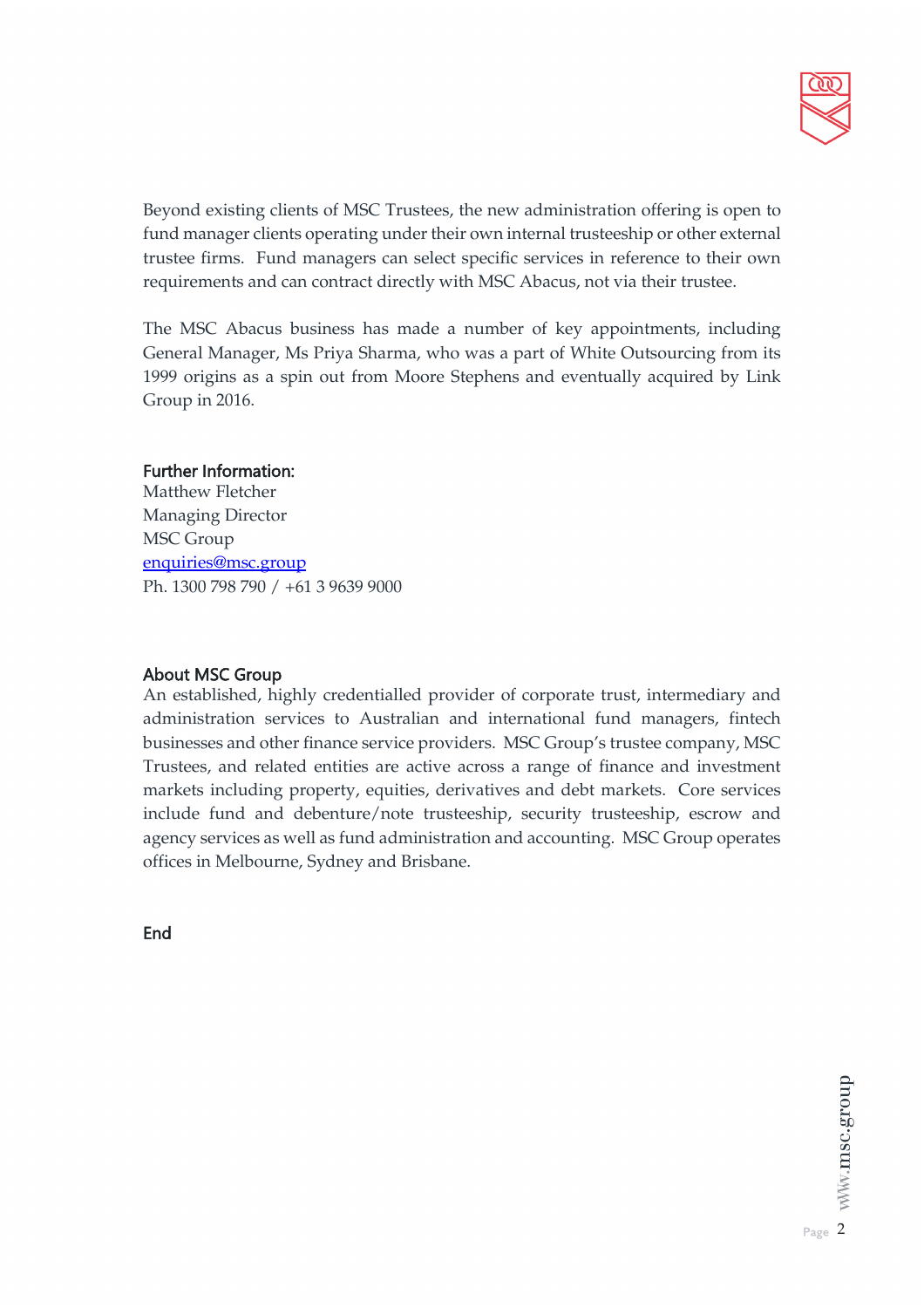Beyond existing clients of MSC Trustees, the new administration offering is open to fund manager clients operating under their own internal trusteeship or other external trustee firms. Fund managers can select specific services in reference to their own requirements and can contract directly with MSC Abacus, not via their trustee.

The MSC Abacus business has made a number of key appointments, including General Manager, Ms Priya Sharma, who was a part of White Outsourcing from its 1999 origins as a spin out from Moore Stephens and eventually acquired by Link Group in 2016.

**Further Information:**
Matthew Fletcher
Managing Director
MSC Group
[enquiries@msc.group](mailto:enquiries@msc.group)
Ph. 1300 798 790 / +61 3 9639 9000

**About MSC Group**
An established, highly credentialled provider of corporate trust, intermediary and administration services to Australian and international fund managers, fintech businesses and other finance service providers. MSC Group's trustee company, MSC Trustees, and related entities are active across a range of finance and investment markets including property, equities, derivatives and debt markets. Core services include fund and debenture/note trusteeship, security trusteeship, escrow and agency services as well as fund administration and accounting. MSC Group operates offices in Melbourne, Sydney and Brisbane.

**End**